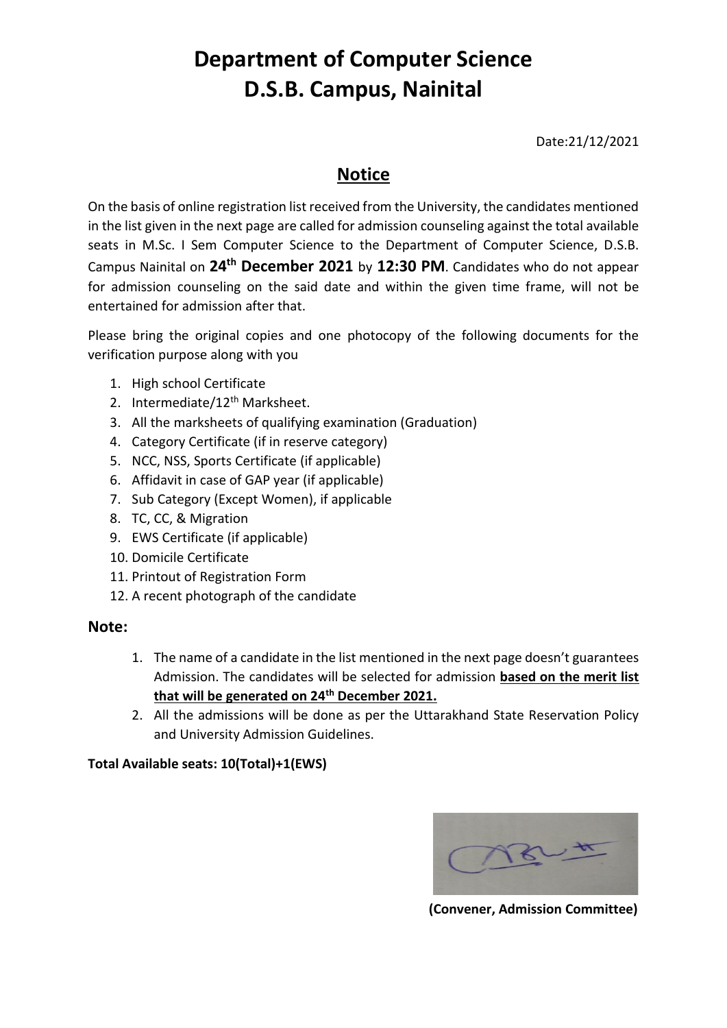# Department of Computer Science
# D.S.B. Campus, Nainital

Date:21/12/2021

## Notice

On the basis of online registration list received from the University, the candidates mentioned in the list given in the next page are called for admission counseling against the total available seats in M.Sc. I Sem Computer Science to the Department of Computer Science, D.S.B. Campus Nainital on **24th December 2021** by **12:30 PM**. Candidates who do not appear for admission counseling on the said date and within the given time frame, will not be entertained for admission after that.

Please bring the original copies and one photocopy of the following documents for the verification purpose along with you

1. High school Certificate
2. Intermediate/12th Marksheet.
3. All the marksheets of qualifying examination (Graduation)
4. Category Certificate (if in reserve category)
5. NCC, NSS, Sports Certificate (if applicable)
6. Affidavit in case of GAP year (if applicable)
7. Sub Category (Except Women), if applicable
8. TC, CC, & Migration
9. EWS Certificate (if applicable)
10. Domicile Certificate
11. Printout of Registration Form
12. A recent photograph of the candidate

### Note:

1. The name of a candidate in the list mentioned in the next page doesn't guarantees Admission. The candidates will be selected for admission **based on the merit list that will be generated on 24th December 2021.**
2. All the admissions will be done as per the Uttarakhand State Reservation Policy and University Admission Guidelines.

**Total Available seats: 10(Total)+1(EWS)**

**(Convener, Admission Committee)**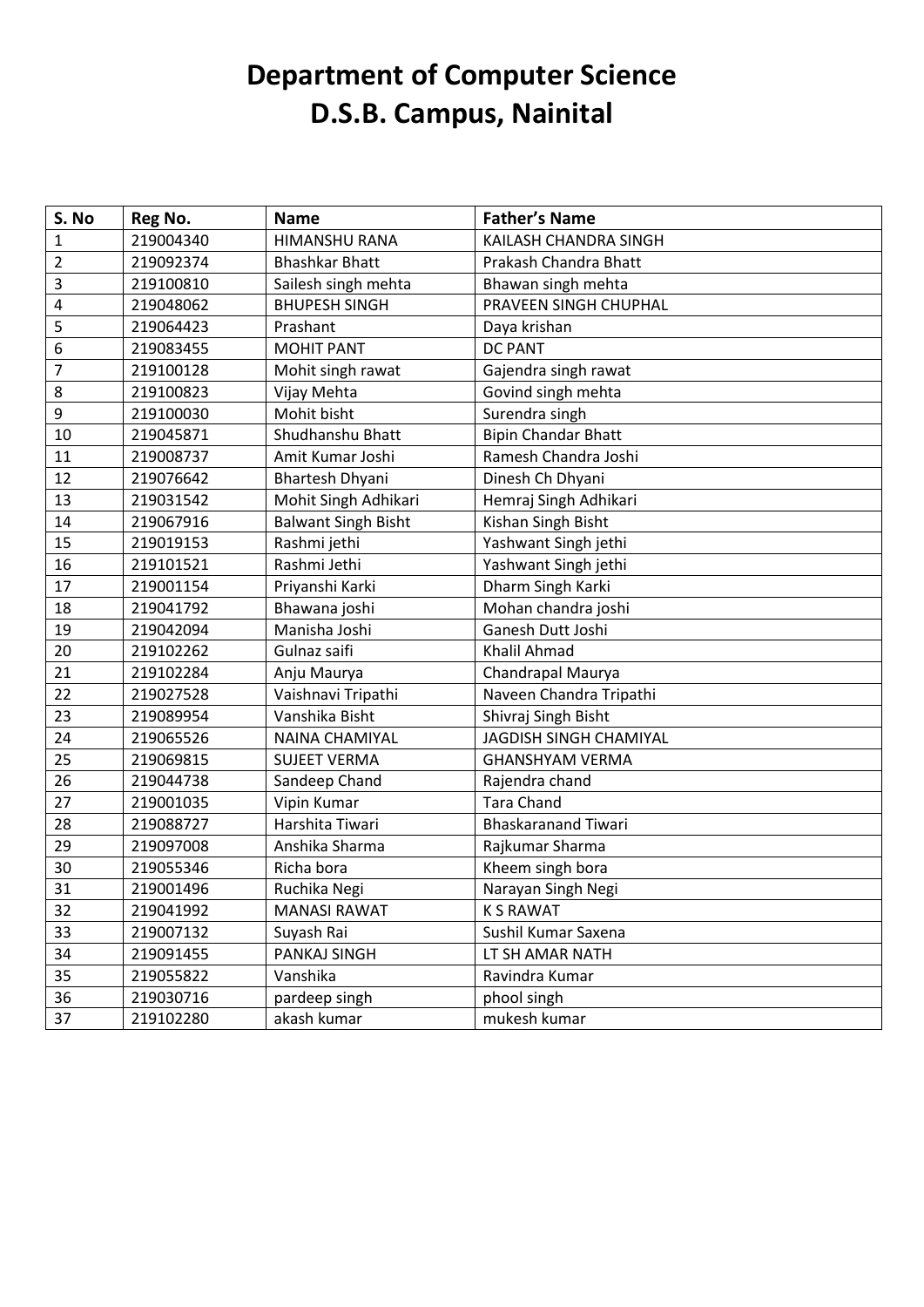# Department of Computer Science
# D.S.B. Campus, Nainital

| S. No | Reg No. | Name | Father's Name |
|---|---|---|---|
| 1 | 219004340 | HIMANSHU RANA | KAILASH CHANDRA SINGH |
| 2 | 219092374 | Bhashkar Bhatt | Prakash Chandra Bhatt |
| 3 | 219100810 | Sailesh singh mehta | Bhawan singh mehta |
| 4 | 219048062 | BHUPESH SINGH | PRAVEEN SINGH CHUPHAL |
| 5 | 219064423 | Prashant | Daya krishan |
| 6 | 219083455 | MOHIT PANT | DC PANT |
| 7 | 219100128 | Mohit singh rawat | Gajendra singh rawat |
| 8 | 219100823 | Vijay Mehta | Govind singh mehta |
| 9 | 219100030 | Mohit bisht | Surendra singh |
| 10 | 219045871 | Shudhanshu Bhatt | Bipin Chandar Bhatt |
| 11 | 219008737 | Amit Kumar Joshi | Ramesh Chandra Joshi |
| 12 | 219076642 | Bhartesh Dhyani | Dinesh Ch Dhyani |
| 13 | 219031542 | Mohit Singh Adhikari | Hemraj Singh Adhikari |
| 14 | 219067916 | Balwant Singh Bisht | Kishan Singh Bisht |
| 15 | 219019153 | Rashmi jethi | Yashwant Singh jethi |
| 16 | 219101521 | Rashmi Jethi | Yashwant Singh jethi |
| 17 | 219001154 | Priyanshi Karki | Dharm Singh Karki |
| 18 | 219041792 | Bhawana joshi | Mohan chandra joshi |
| 19 | 219042094 | Manisha Joshi | Ganesh Dutt Joshi |
| 20 | 219102262 | Gulnaz saifi | Khalil Ahmad |
| 21 | 219102284 | Anju Maurya | Chandrapal Maurya |
| 22 | 219027528 | Vaishnavi Tripathi | Naveen Chandra Tripathi |
| 23 | 219089954 | Vanshika Bisht | Shivraj Singh Bisht |
| 24 | 219065526 | NAINA CHAMIYAL | JAGDISH SINGH CHAMIYAL |
| 25 | 219069815 | SUJEET VERMA | GHANSHYAM VERMA |
| 26 | 219044738 | Sandeep Chand | Rajendra chand |
| 27 | 219001035 | Vipin Kumar | Tara Chand |
| 28 | 219088727 | Harshita Tiwari | Bhaskaranand Tiwari |
| 29 | 219097008 | Anshika Sharma | Rajkumar Sharma |
| 30 | 219055346 | Richa bora | Kheem singh bora |
| 31 | 219001496 | Ruchika Negi | Narayan Singh Negi |
| 32 | 219041992 | MANASI RAWAT | K S RAWAT |
| 33 | 219007132 | Suyash Rai | Sushil Kumar Saxena |
| 34 | 219091455 | PANKAJ SINGH | LT SH AMAR NATH |
| 35 | 219055822 | Vanshika | Ravindra Kumar |
| 36 | 219030716 | pardeep singh | phool singh |
| 37 | 219102280 | akash kumar | mukesh kumar |